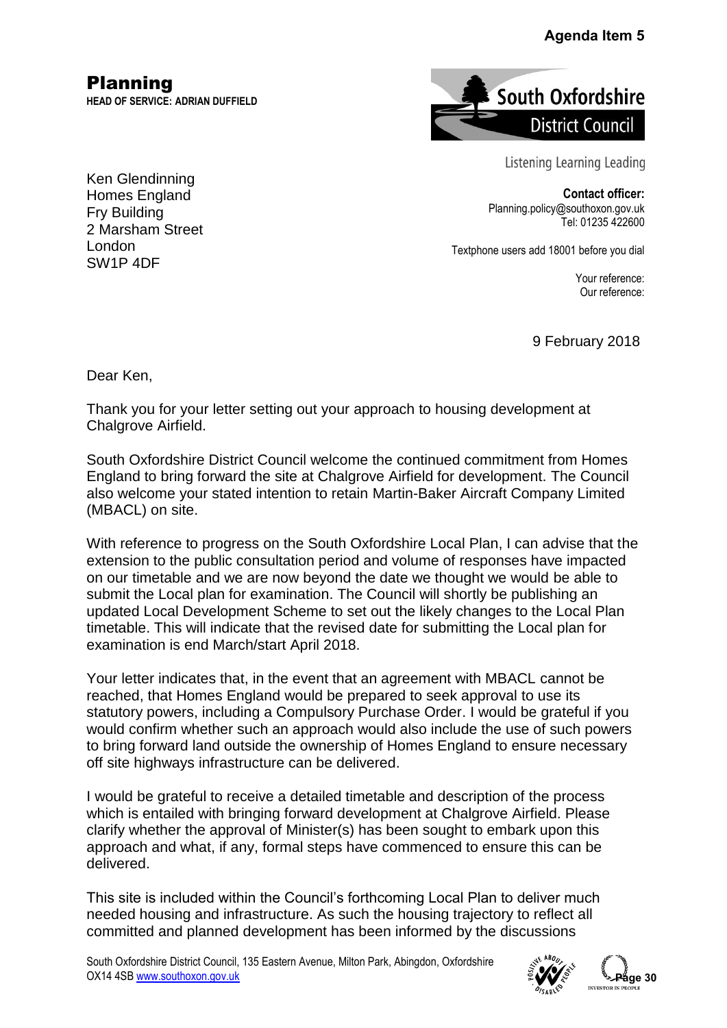**Agenda Item 5**

# Planning

**HEAD OF SERVICE: ADRIAN DUFFIELD**

South Oxfordshire District Council

Listening Learning Leading

Ken Glendinning
Homes England
Fry Building
2 Marsham Street
London
SW1P 4DF

**Contact officer:**
Planning.policy@southoxon.gov.uk
Tel: 01235 422600

Textphone users add 18001 before you dial

Your reference:
Our reference:

9 February 2018

Dear Ken,

Thank you for your letter setting out your approach to housing development at Chalgrove Airfield.

South Oxfordshire District Council welcome the continued commitment from Homes England to bring forward the site at Chalgrove Airfield for development. The Council also welcome your stated intention to retain Martin-Baker Aircraft Company Limited (MBACL) on site.

With reference to progress on the South Oxfordshire Local Plan, I can advise that the extension to the public consultation period and volume of responses have impacted on our timetable and we are now beyond the date we thought we would be able to submit the Local plan for examination. The Council will shortly be publishing an updated Local Development Scheme to set out the likely changes to the Local Plan timetable. This will indicate that the revised date for submitting the Local plan for examination is end March/start April 2018.

Your letter indicates that, in the event that an agreement with MBACL cannot be reached, that Homes England would be prepared to seek approval to use its statutory powers, including a Compulsory Purchase Order. I would be grateful if you would confirm whether such an approach would also include the use of such powers to bring forward land outside the ownership of Homes England to ensure necessary off site highways infrastructure can be delivered.

I would be grateful to receive a detailed timetable and description of the process which is entailed with bringing forward development at Chalgrove Airfield. Please clarify whether the approval of Minister(s) has been sought to embark upon this approach and what, if any, formal steps have commenced to ensure this can be delivered.

This site is included within the Council's forthcoming Local Plan to deliver much needed housing and infrastructure. As such the housing trajectory to reflect all committed and planned development has been informed by the discussions

South Oxfordshire District Council, 135 Eastern Avenue, Milton Park, Abingdon, Oxfordshire OX14 4SB www.southoxon.gov.uk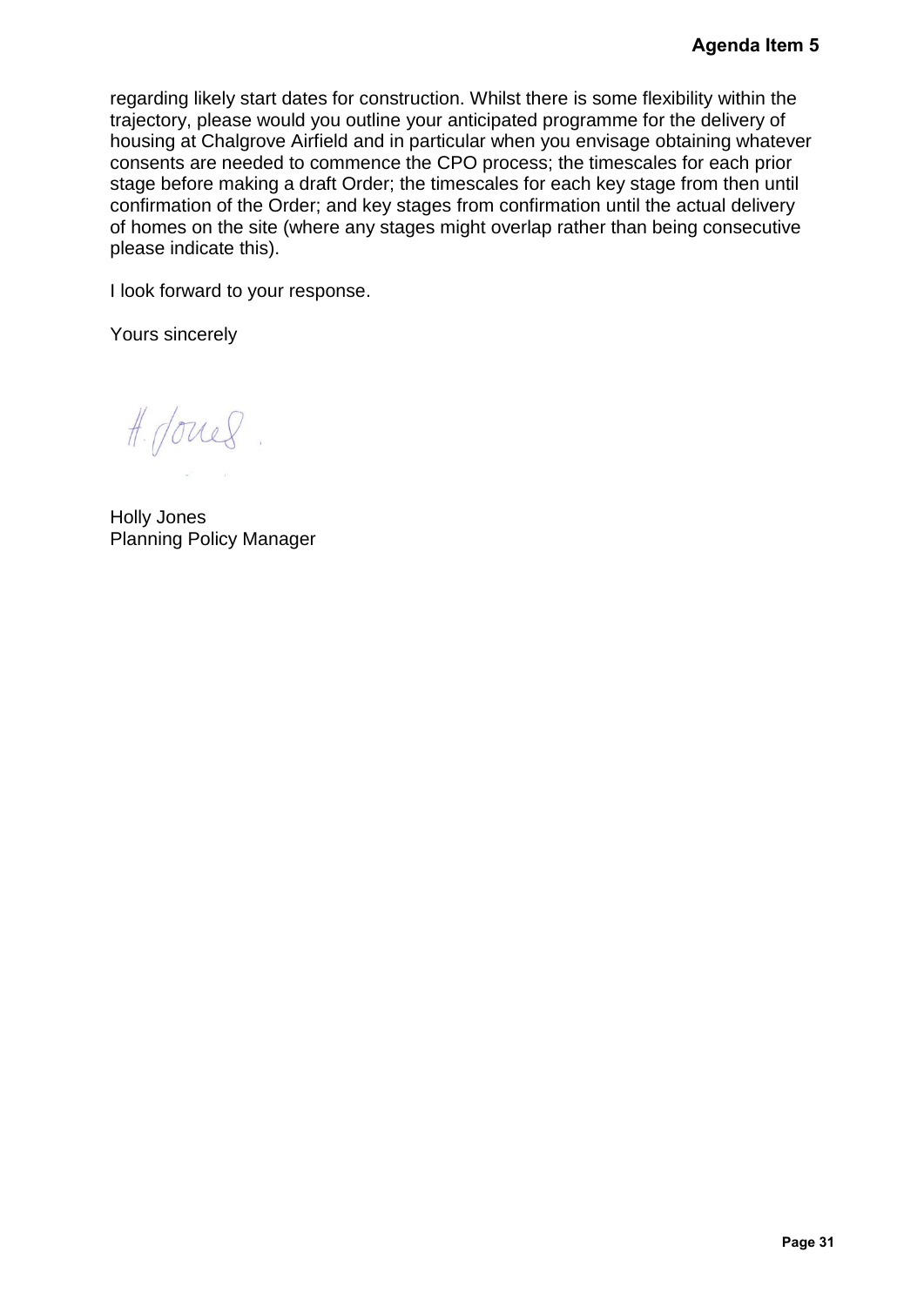regarding likely start dates for construction. Whilst there is some flexibility within the trajectory, please would you outline your anticipated programme for the delivery of housing at Chalgrove Airfield and in particular when you envisage obtaining whatever consents are needed to commence the CPO process; the timescales for each prior stage before making a draft Order; the timescales for each key stage from then until confirmation of the Order; and key stages from confirmation until the actual delivery of homes on the site (where any stages might overlap rather than being consecutive please indicate this).

I look forward to your response.

Yours sincerely

H. Jones.

Holly Jones
Planning Policy Manager